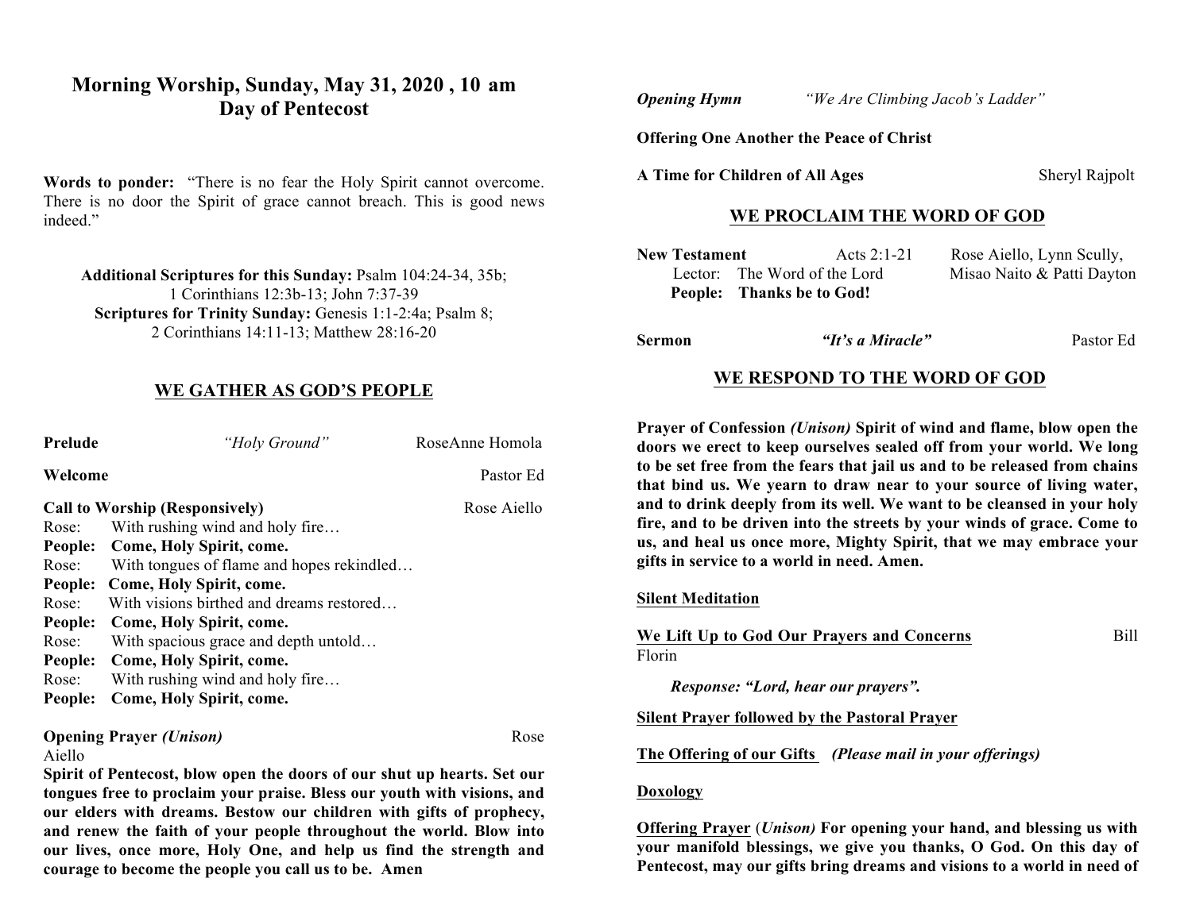# Morning Worship, Sunday, May 31, 2020 , 10 am
# Day of Pentecost

**Words to ponder:** "There is no fear the Holy Spirit cannot overcome. There is no door the Spirit of grace cannot breach. This is good news indeed."

**Additional Scriptures for this Sunday:** Psalm 104:24-34, 35b; 1 Corinthians 12:3b-13; John 7:37-39
**Scriptures for Trinity Sunday:** Genesis 1:1-2:4a; Psalm 8; 2 Corinthians 14:11-13; Matthew 28:16-20

## WE GATHER AS GOD'S PEOPLE

**Prelude** *"Holy Ground"* RoseAnne Homola

**Welcome** Pastor Ed

**Call to Worship (Responsively)** Rose Aiello

Rose: With rushing wind and holy fire…
**People: Come, Holy Spirit, come.**
Rose: With tongues of flame and hopes rekindled…
**People: Come, Holy Spirit, come.**
Rose: With visions birthed and dreams restored…
**People: Come, Holy Spirit, come.**
Rose: With spacious grace and depth untold…
**People: Come, Holy Spirit, come.**
Rose: With rushing wind and holy fire…
**People: Come, Holy Spirit, come.**

**Opening Prayer *(Unison)*** Rose Aiello

**Spirit of Pentecost, blow open the doors of our shut up hearts. Set our tongues free to proclaim your praise. Bless our youth with visions, and our elders with dreams. Bestow our children with gifts of prophecy, and renew the faith of your people throughout the world. Blow into our lives, once more, Holy One, and help us find the strength and courage to become the people you call us to be. Amen**

***Opening Hymn*** *"We Are Climbing Jacob's Ladder"*

**Offering One Another the Peace of Christ**

**A Time for Children of All Ages** Sheryl Rajpolt

## WE PROCLAIM THE WORD OF GOD

**New Testament** Acts 2:1-21 Rose Aiello, Lynn Scully, Misao Naito & Patti Dayton

Lector: The Word of the Lord
**People: Thanks be to God!**

**Sermon** ***"It's a Miracle"*** Pastor Ed

## WE RESPOND TO THE WORD OF GOD

**Prayer of Confession *(Unison)* Spirit of wind and flame, blow open the doors we erect to keep ourselves sealed off from your world. We long to be set free from the fears that jail us and to be released from chains that bind us. We yearn to draw near to your source of living water, and to drink deeply from its well. We want to be cleansed in your holy fire, and to be driven into the streets by your winds of grace. Come to us, and heal us once more, Mighty Spirit, that we may embrace your gifts in service to a world in need. Amen.**

**Silent Meditation**

**We Lift Up to God Our Prayers and Concerns** Bill Florin

*Response: "Lord, hear our prayers".*

**Silent Prayer followed by the Pastoral Prayer**

**The Offering of our Gifts** ***(Please mail in your offerings)***

**Doxology**

**Offering Prayer (*Unison)* For opening your hand, and blessing us with your manifold blessings, we give you thanks, O God. On this day of Pentecost, may our gifts bring dreams and visions to a world in need of**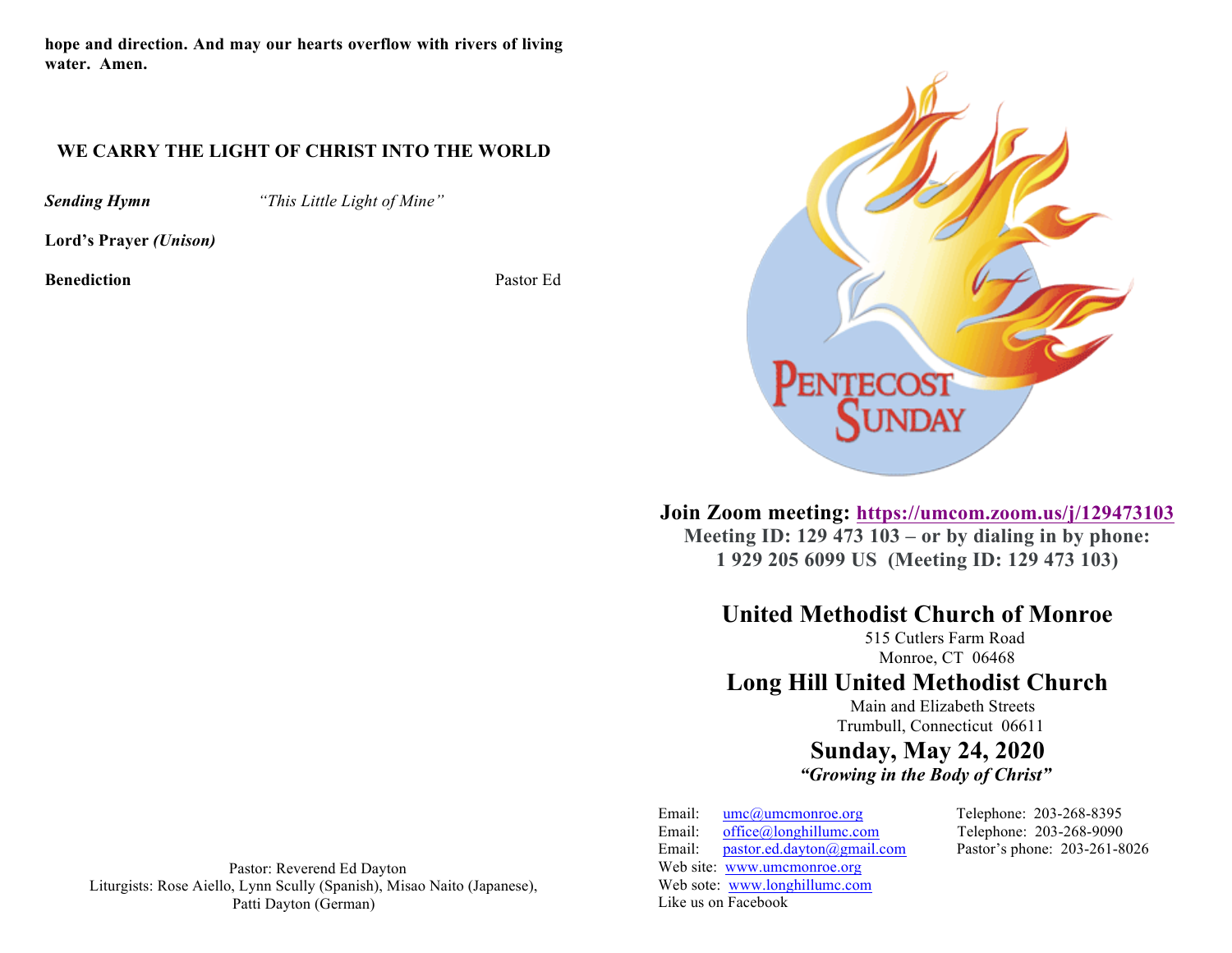**hope and direction. And may our hearts overflow with rivers of living water. Amen.**

## WE CARRY THE LIGHT OF CHRIST INTO THE WORLD

***Sending Hymn*** *"This Little Light of Mine"*

**Lord's Prayer *(Unison)***

**Benediction** Pastor Ed

Pastor: Reverend Ed Dayton
Liturgists: Rose Aiello, Lynn Scully (Spanish), Misao Naito (Japanese), Patti Dayton (German)

PENTECOST SUNDAY

**Join Zoom meeting: https://umcom.zoom.us/j/129473103**
**Meeting ID: 129 473 103 – or by dialing in by phone: 1 929 205 6099 US (Meeting ID: 129 473 103)**

## United Methodist Church of Monroe

515 Cutlers Farm Road
Monroe, CT 06468

## Long Hill United Methodist Church

Main and Elizabeth Streets
Trumbull, Connecticut 06611

## Sunday, May 24, 2020

***"Growing in the Body of Christ"***

Email: umc@umcmonroe.org Telephone: 203-268-8395
Email: office@longhillumc.com Telephone: 203-268-9090
Email: pastor.ed.dayton@gmail.com Pastor's phone: 203-261-8026
Web site: www.umcmonroe.org
Web sote: www.longhillumc.com
Like us on Facebook